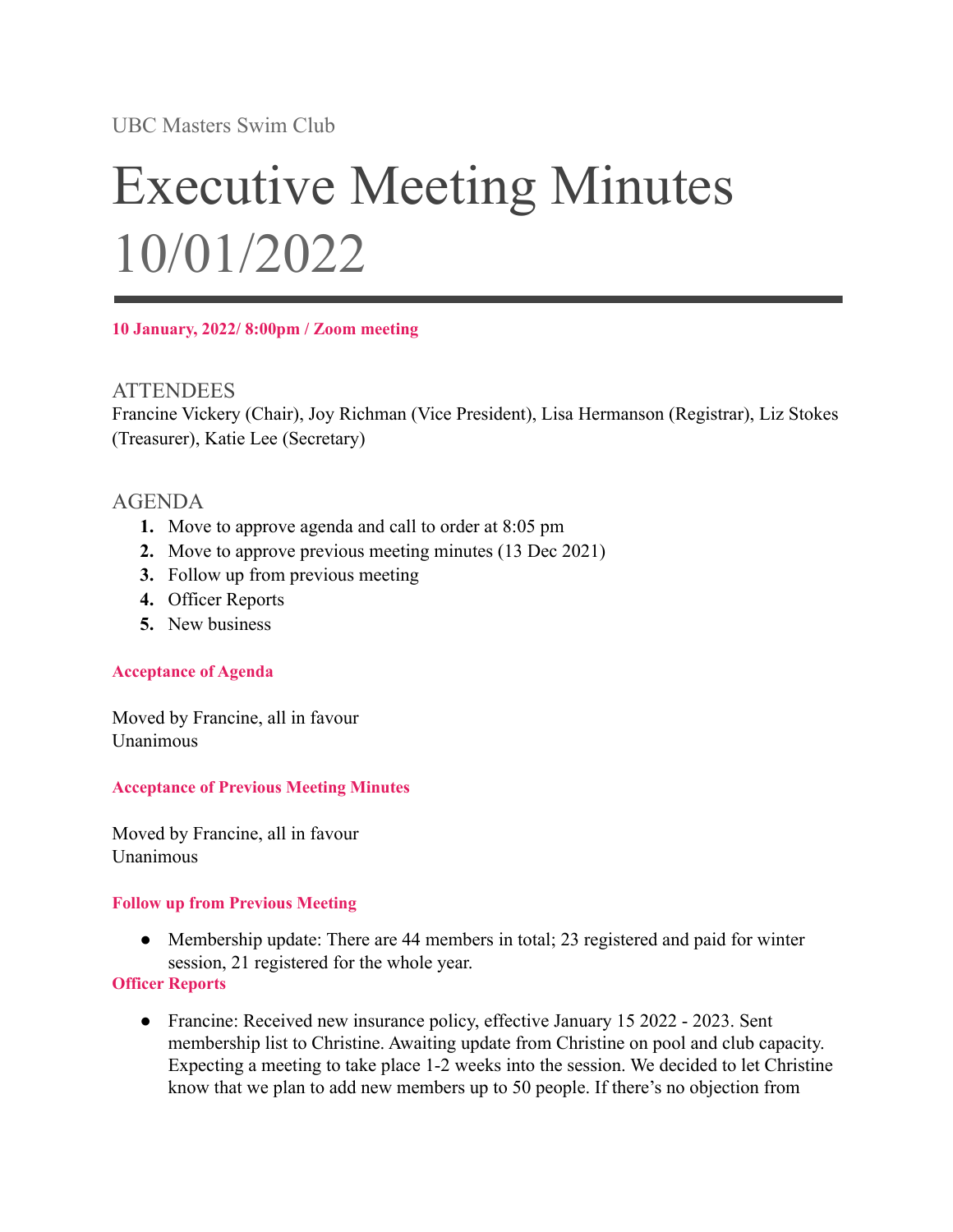UBC Masters Swim Club

# Executive Meeting Minutes 10/01/2022

**10 January, 2022/ 8:00pm / Zoom meeting**

## ATTENDEES

Francine Vickery (Chair), Joy Richman (Vice President), Lisa Hermanson (Registrar), Liz Stokes (Treasurer), Katie Lee (Secretary)

## AGENDA

1. Move to approve agenda and call to order at 8:05 pm
2. Move to approve previous meeting minutes (13 Dec 2021)
3. Follow up from previous meeting
4. Officer Reports
5. New business

### Acceptance of Agenda

Moved by Francine, all in favour
Unanimous

### Acceptance of Previous Meeting Minutes

Moved by Francine, all in favour
Unanimous

### Follow up from Previous Meeting

- Membership update: There are 44 members in total; 23 registered and paid for winter session, 21 registered for the whole year.

### Officer Reports

- Francine: Received new insurance policy, effective January 15 2022 - 2023. Sent membership list to Christine. Awaiting update from Christine on pool and club capacity. Expecting a meeting to take place 1-2 weeks into the session. We decided to let Christine know that we plan to add new members up to 50 people. If there's no objection from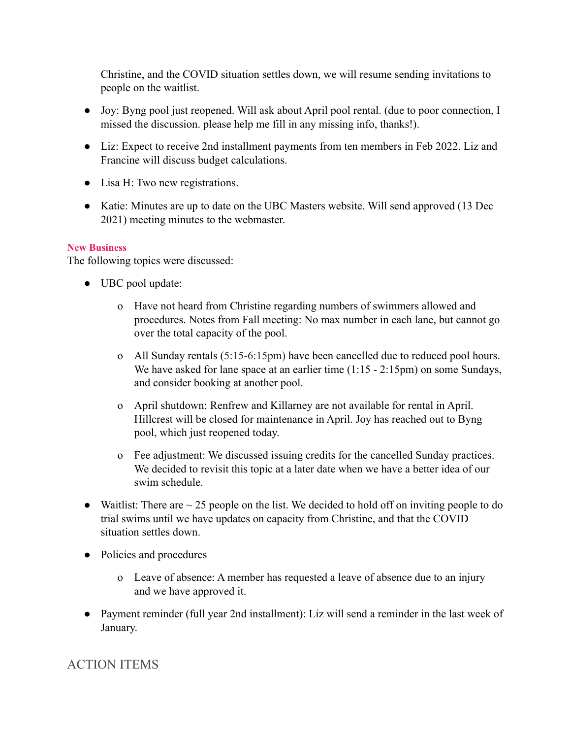Christine, and the COVID situation settles down, we will resume sending invitations to people on the waitlist.

- Joy: Byng pool just reopened. Will ask about April pool rental. (due to poor connection, I missed the discussion. please help me fill in any missing info, thanks!).
- Liz: Expect to receive 2nd installment payments from ten members in Feb 2022. Liz and Francine will discuss budget calculations.
- Lisa H: Two new registrations.
- Katie: Minutes are up to date on the UBC Masters website. Will send approved (13 Dec 2021) meeting minutes to the webmaster.

**New Business**

The following topics were discussed:

- UBC pool update:
  - Have not heard from Christine regarding numbers of swimmers allowed and procedures. Notes from Fall meeting: No max number in each lane, but cannot go over the total capacity of the pool.
  - All Sunday rentals (5:15-6:15pm) have been cancelled due to reduced pool hours. We have asked for lane space at an earlier time (1:15 - 2:15pm) on some Sundays, and consider booking at another pool.
  - April shutdown: Renfrew and Killarney are not available for rental in April. Hillcrest will be closed for maintenance in April. Joy has reached out to Byng pool, which just reopened today.
  - Fee adjustment: We discussed issuing credits for the cancelled Sunday practices. We decided to revisit this topic at a later date when we have a better idea of our swim schedule.
- Waitlist: There are ~ 25 people on the list. We decided to hold off on inviting people to do trial swims until we have updates on capacity from Christine, and that the COVID situation settles down.
- Policies and procedures
  - Leave of absence: A member has requested a leave of absence due to an injury and we have approved it.
- Payment reminder (full year 2nd installment): Liz will send a reminder in the last week of January.

## ACTION ITEMS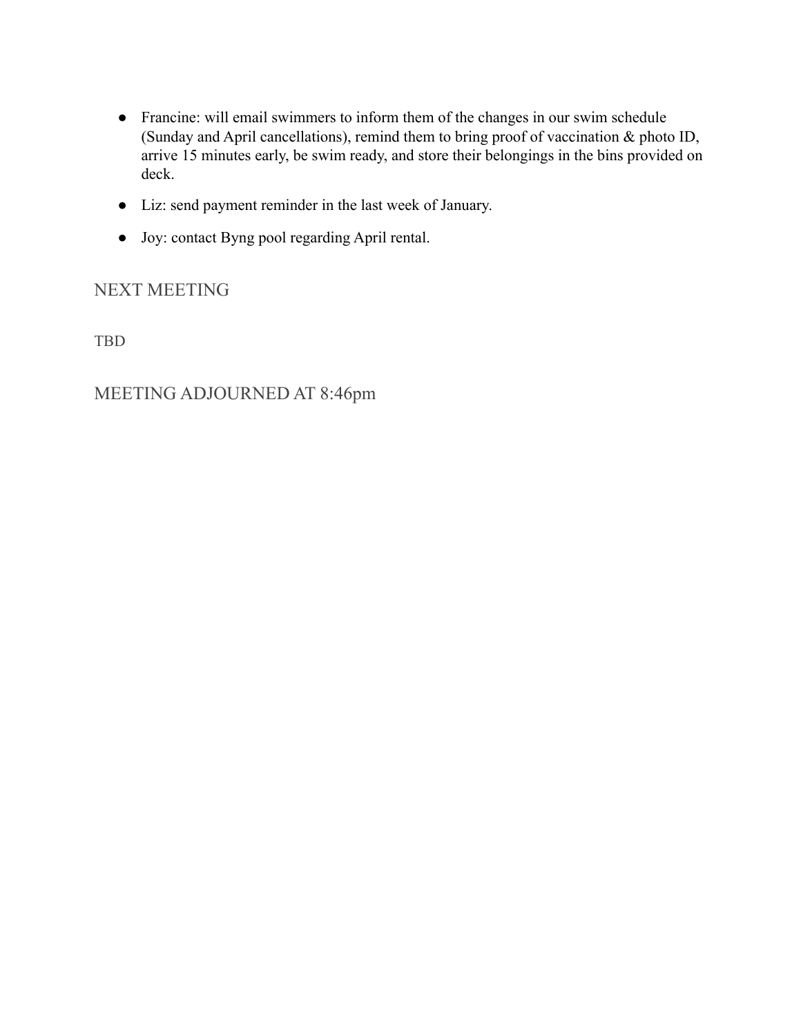- Francine: will email swimmers to inform them of the changes in our swim schedule (Sunday and April cancellations), remind them to bring proof of vaccination & photo ID, arrive 15 minutes early, be swim ready, and store their belongings in the bins provided on deck.
- Liz: send payment reminder in the last week of January.
- Joy: contact Byng pool regarding April rental.

## NEXT MEETING

TBD

## MEETING ADJOURNED AT 8:46pm